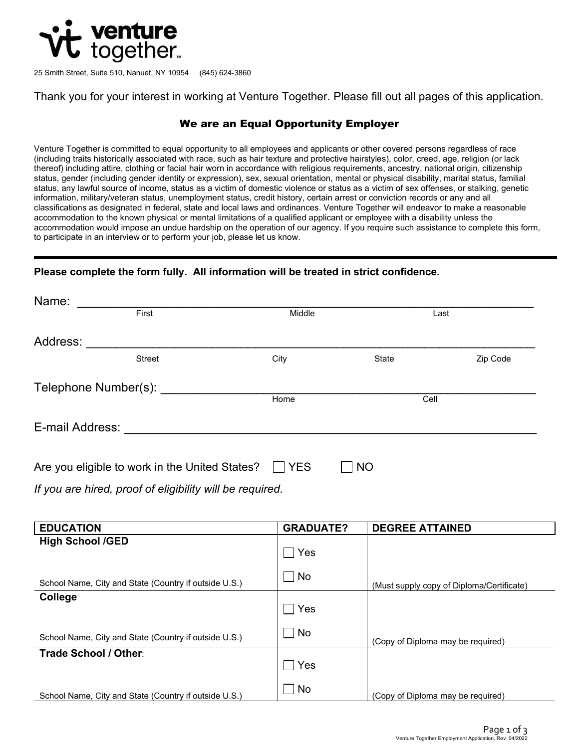# venture together™

25 Smith Street, Suite 510, Nanuet, NY 10954     (845) 624-3860

Thank you for your interest in working at Venture Together. Please fill out all pages of this application.

## We are an Equal Opportunity Employer

Venture Together is committed to equal opportunity to all employees and applicants or other covered persons regardless of race (including traits historically associated with race, such as hair texture and protective hairstyles), color, creed, age, religion (or lack thereof) including attire, clothing or facial hair worn in accordance with religious requirements, ancestry, national origin, citizenship status, gender (including gender identity or expression), sex, sexual orientation, mental or physical disability, marital status, familial status, any lawful source of income, status as a victim of domestic violence or status as a victim of sex offenses, or stalking, genetic information, military/veteran status, unemployment status, credit history, certain arrest or conviction records or any and all classifications as designated in federal, state and local laws and ordinances. Venture Together will endeavor to make a reasonable accommodation to the known physical or mental limitations of a qualified applicant or employee with a disability unless the accommodation would impose an undue hardship on the operation of our agency. If you require such assistance to complete this form, to participate in an interview or to perform your job, please let us know.

---

**Please complete the form fully. All information will be treated in strict confidence.**

Name: ____________________________________________________________
First                    Middle                    Last

Address: __________________________________________________________
Street                    City                    State                    Zip Code

Telephone Number(s): ______________________________________________
Home                    Cell

E-mail Address: ___________________________________________________

Are you eligible to work in the United States? ☐ YES ☐ NO

*If you are hired, proof of eligibility will be required.*

| EDUCATION | GRADUATE? | DEGREE ATTAINED |
|---|---|---|
| **High School /GED**<br><br>School Name, City and State (Country if outside U.S.) | ☐ Yes<br>☐ No | (Must supply copy of Diploma/Certificate) |
| **College**<br><br>School Name, City and State (Country if outside U.S.) | ☐ Yes<br>☐ No | (Copy of Diploma may be required) |
| **Trade School / Other**:<br><br>School Name, City and State (Country if outside U.S.) | ☐ Yes<br>☐ No | (Copy of Diploma may be required) |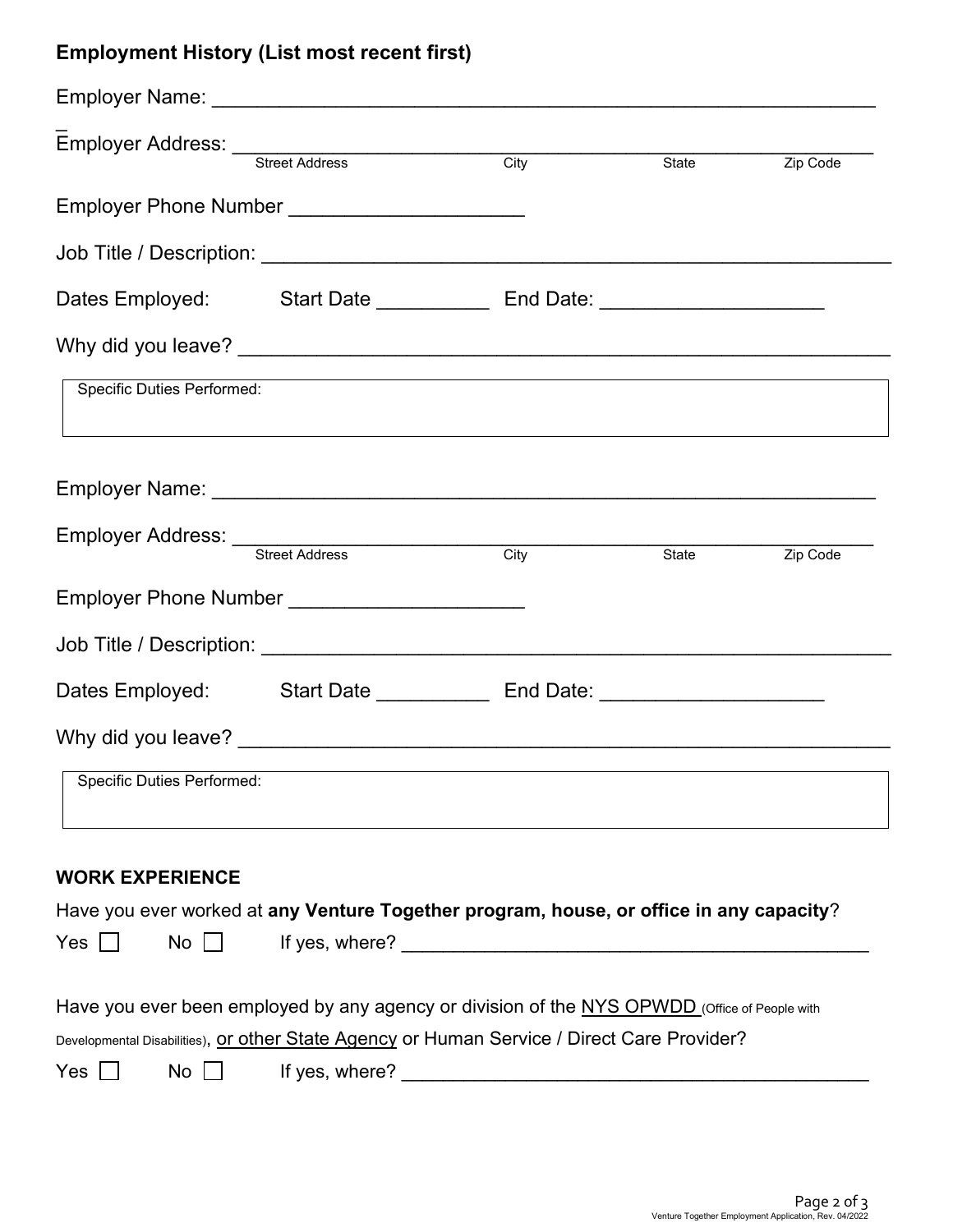## Employment History (List most recent first)

Employer Name: ____________________________________________________________

Employer Address: ____________________________________________________________
Street Address City State Zip Code

Employer Phone Number ____________________

Job Title / Description: ____________________________________________________________

Dates Employed: Start Date __________ End Date: ____________________

Why did you leave? ____________________________________________________________

Specific Duties Performed:

Employer Name: ____________________________________________________________

Employer Address: ____________________________________________________________
Street Address City State Zip Code

Employer Phone Number ____________________

Job Title / Description: ____________________________________________________________

Dates Employed: Start Date __________ End Date: ____________________

Why did you leave? ____________________________________________________________

Specific Duties Performed:

### WORK EXPERIENCE

Have you ever worked at **any Venture Together program, house, or office in any capacity**?

Yes ☐ No ☐ If yes, where? ____________________________________________

Have you ever been employed by any agency or division of the NYS OPWDD (Office of People with Developmental Disabilities), or other State Agency or Human Service / Direct Care Provider?

Yes ☐ No ☐ If yes, where? ____________________________________________

Venture Together Employment Application, Rev. 04/2022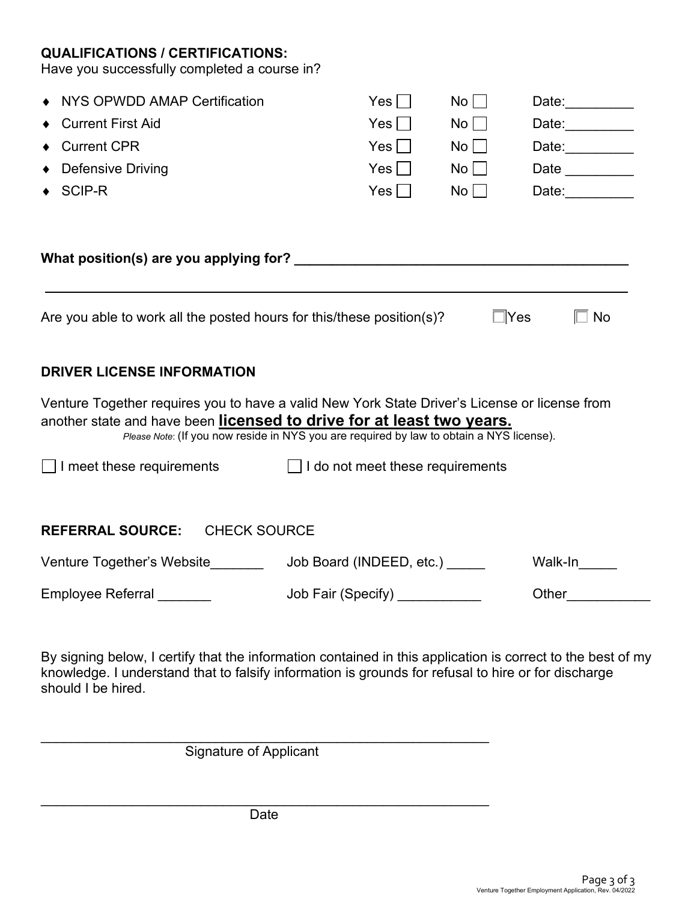**QUALIFICATIONS / CERTIFICATIONS:**
Have you successfully completed a course in?

| | | | |
|---|---|---|---|
| ♦ NYS OPWDD AMAP Certification | Yes ☐ | No ☐ | Date:_________ |
| ♦ Current First Aid | Yes ☐ | No ☐ | Date:_________ |
| ♦ Current CPR | Yes ☐ | No ☐ | Date:_________ |
| ♦ Defensive Driving | Yes ☐ | No ☐ | Date _________ |
| ♦ SCIP-R | Yes ☐ | No ☐ | Date:_________ |

**What position(s) are you applying for? ____________________________________________**

______________________________________________________________________________

Are you able to work all the posted hours for this/these position(s)? ☐Yes ☐ No

**DRIVER LICENSE INFORMATION**

Venture Together requires you to have a valid New York State Driver's License or license from another state and have been **licensed to drive for at least two years.**

*Please Note*: (If you now reside in NYS you are required by law to obtain a NYS license).

☐ I meet these requirements ☐ I do not meet these requirements

**REFERRAL SOURCE:** CHECK SOURCE

| | | |
|---|---|---|
| Venture Together's Website_______ | Job Board (INDEED, etc.) _____ | Walk-In_____ |
| Employee Referral _______ | Job Fair (Specify) ___________ | Other___________ |

By signing below, I certify that the information contained in this application is correct to the best of my knowledge. I understand that to falsify information is grounds for refusal to hire or for discharge should I be hired.

_____________________________________________________________
Signature of Applicant

_____________________________________________________________
Date

Venture Together Employment Application, Rev. 04/2022